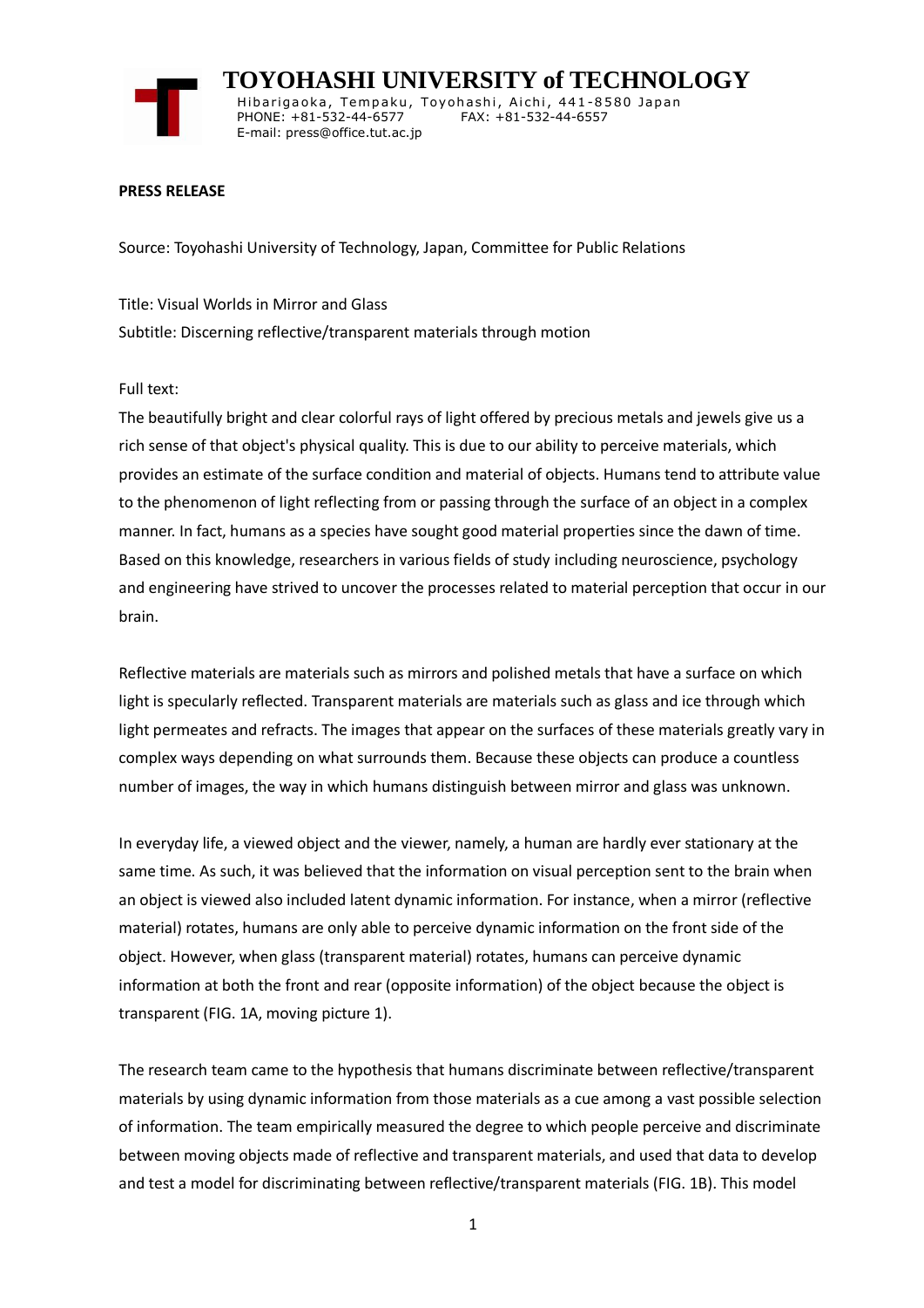# TOYOHASHI UNIVERSITY of TECHNOLOGY

Hibarigaoka, Tempaku, Toyohashi, Aichi, 441-8580 Japan
PHONE: +81-532-44-6577 FAX: +81-532-44-6557
E-mail: press@office.tut.ac.jp

**PRESS RELEASE**

Source: Toyohashi University of Technology, Japan, Committee for Public Relations

Title: Visual Worlds in Mirror and Glass
Subtitle: Discerning reflective/transparent materials through motion

Full text:
The beautifully bright and clear colorful rays of light offered by precious metals and jewels give us a rich sense of that object's physical quality. This is due to our ability to perceive materials, which provides an estimate of the surface condition and material of objects. Humans tend to attribute value to the phenomenon of light reflecting from or passing through the surface of an object in a complex manner. In fact, humans as a species have sought good material properties since the dawn of time. Based on this knowledge, researchers in various fields of study including neuroscience, psychology and engineering have strived to uncover the processes related to material perception that occur in our brain.

Reflective materials are materials such as mirrors and polished metals that have a surface on which light is specularly reflected. Transparent materials are materials such as glass and ice through which light permeates and refracts. The images that appear on the surfaces of these materials greatly vary in complex ways depending on what surrounds them. Because these objects can produce a countless number of images, the way in which humans distinguish between mirror and glass was unknown.

In everyday life, a viewed object and the viewer, namely, a human are hardly ever stationary at the same time. As such, it was believed that the information on visual perception sent to the brain when an object is viewed also included latent dynamic information. For instance, when a mirror (reflective material) rotates, humans are only able to perceive dynamic information on the front side of the object. However, when glass (transparent material) rotates, humans can perceive dynamic information at both the front and rear (opposite information) of the object because the object is transparent (FIG. 1A, moving picture 1).

The research team came to the hypothesis that humans discriminate between reflective/transparent materials by using dynamic information from those materials as a cue among a vast possible selection of information. The team empirically measured the degree to which people perceive and discriminate between moving objects made of reflective and transparent materials, and used that data to develop and test a model for discriminating between reflective/transparent materials (FIG. 1B). This model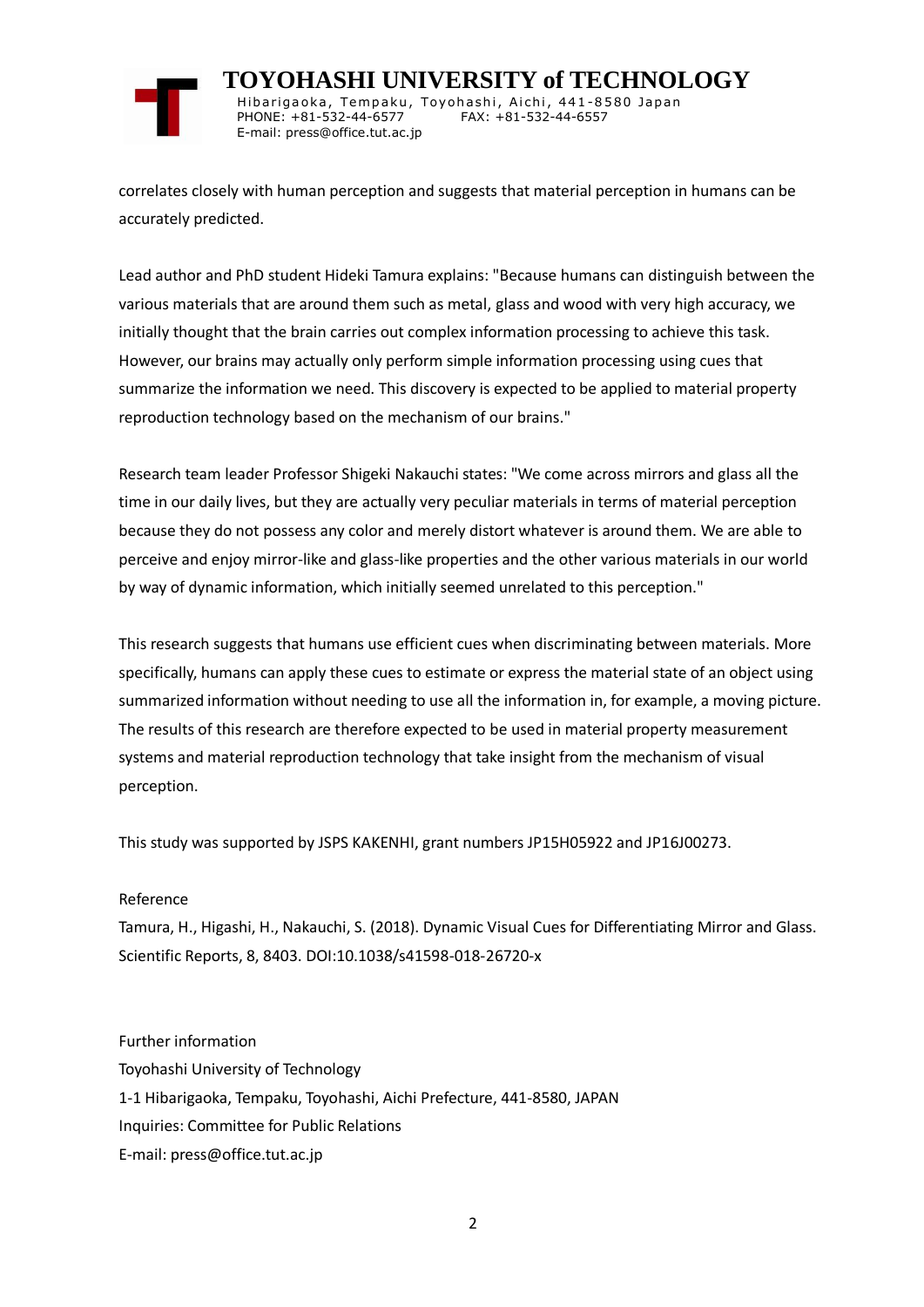correlates closely with human perception and suggests that material perception in humans can be accurately predicted.

Lead author and PhD student Hideki Tamura explains: "Because humans can distinguish between the various materials that are around them such as metal, glass and wood with very high accuracy, we initially thought that the brain carries out complex information processing to achieve this task. However, our brains may actually only perform simple information processing using cues that summarize the information we need. This discovery is expected to be applied to material property reproduction technology based on the mechanism of our brains."

Research team leader Professor Shigeki Nakauchi states: "We come across mirrors and glass all the time in our daily lives, but they are actually very peculiar materials in terms of material perception because they do not possess any color and merely distort whatever is around them. We are able to perceive and enjoy mirror-like and glass-like properties and the other various materials in our world by way of dynamic information, which initially seemed unrelated to this perception."

This research suggests that humans use efficient cues when discriminating between materials. More specifically, humans can apply these cues to estimate or express the material state of an object using summarized information without needing to use all the information in, for example, a moving picture. The results of this research are therefore expected to be used in material property measurement systems and material reproduction technology that take insight from the mechanism of visual perception.

This study was supported by JSPS KAKENHI, grant numbers JP15H05922 and JP16J00273.

Reference

Tamura, H., Higashi, H., Nakauchi, S. (2018). Dynamic Visual Cues for Differentiating Mirror and Glass. Scientific Reports, 8, 8403. DOI:10.1038/s41598-018-26720-x

Further information

Toyohashi University of Technology

1-1 Hibarigaoka, Tempaku, Toyohashi, Aichi Prefecture, 441-8580, JAPAN

Inquiries: Committee for Public Relations

E-mail: press@office.tut.ac.jp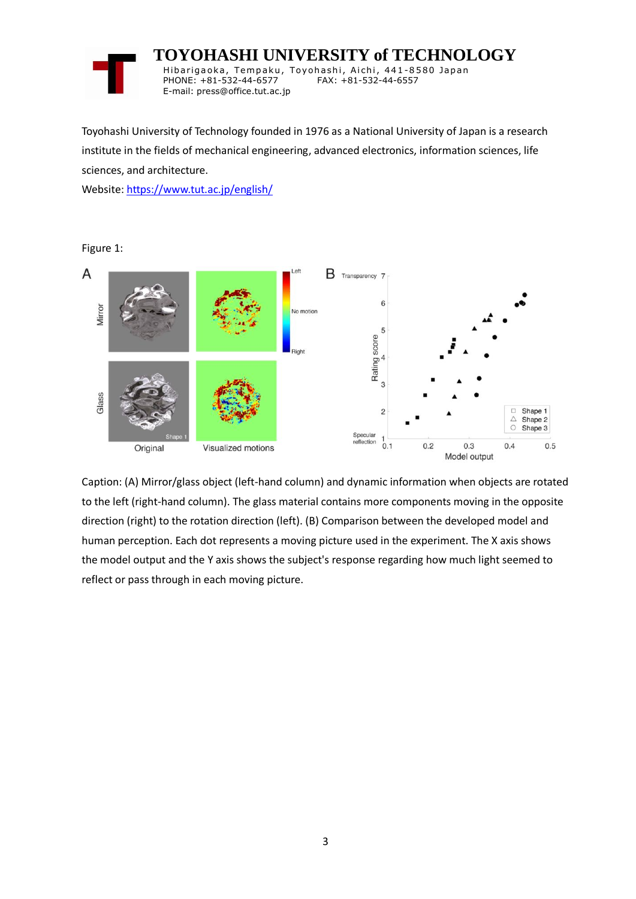# TOYOHASHI UNIVERSITY of TECHNOLOGY

Hibarigaoka, Tempaku, Toyohashi, Aichi, 441-8580 Japan
PHONE: +81-532-44-6577 FAX: +81-532-44-6557
E-mail: press@office.tut.ac.jp

Toyohashi University of Technology founded in 1976 as a National University of Japan is a research institute in the fields of mechanical engineering, advanced electronics, information sciences, life sciences, and architecture.

Website: https://www.tut.ac.jp/english/

Figure 1:

Caption: (A) Mirror/glass object (left-hand column) and dynamic information when objects are rotated to the left (right-hand column). The glass material contains more components moving in the opposite direction (right) to the rotation direction (left). (B) Comparison between the developed model and human perception. Each dot represents a moving picture used in the experiment. The X axis shows the model output and the Y axis shows the subject's response regarding how much light seemed to reflect or pass through in each moving picture.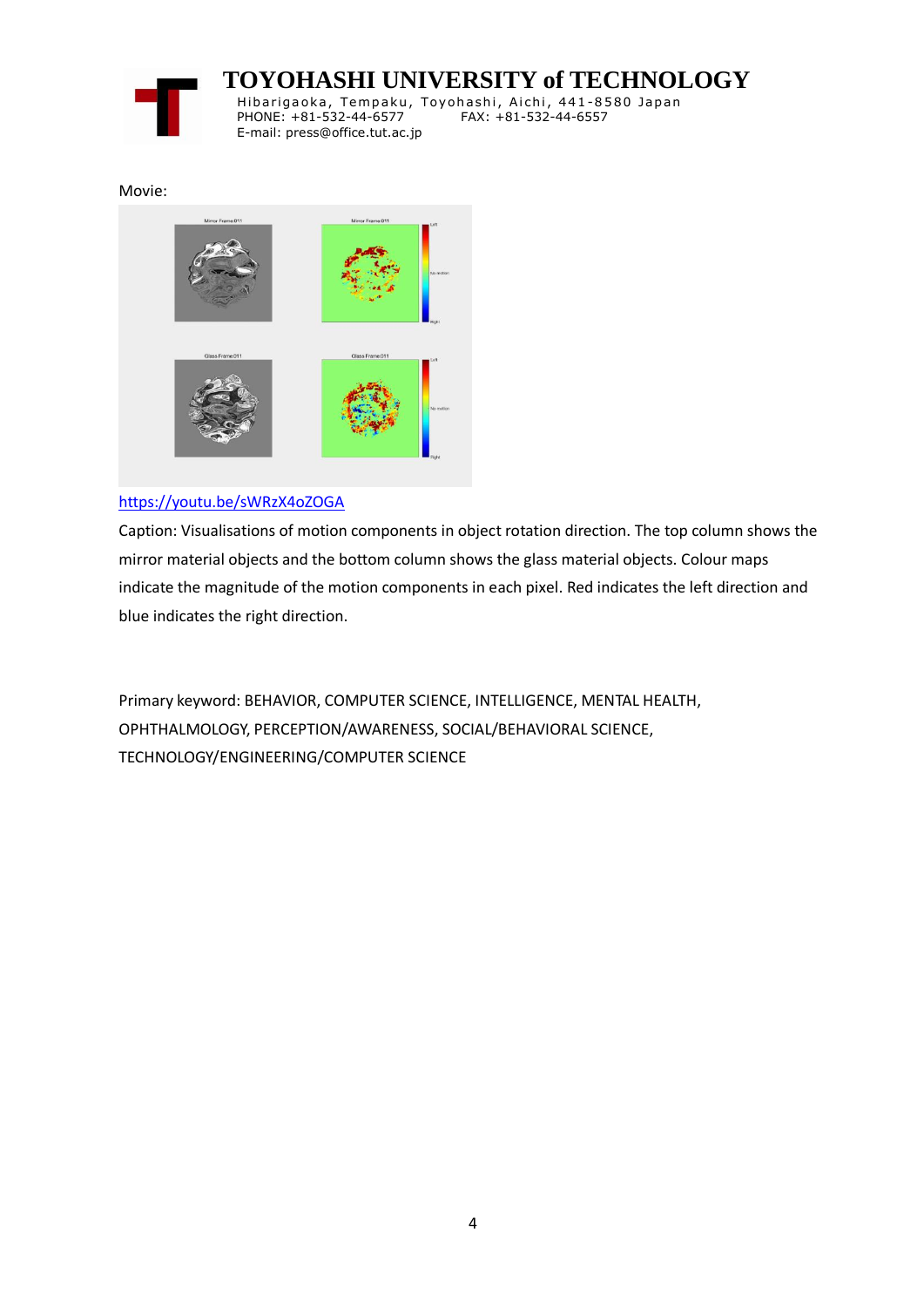Movie:

https://youtu.be/sWRzX4oZOGA

Caption: Visualisations of motion components in object rotation direction. The top column shows the mirror material objects and the bottom column shows the glass material objects. Colour maps indicate the magnitude of the motion components in each pixel. Red indicates the left direction and blue indicates the right direction.

Primary keyword: BEHAVIOR, COMPUTER SCIENCE, INTELLIGENCE, MENTAL HEALTH, OPHTHALMOLOGY, PERCEPTION/AWARENESS, SOCIAL/BEHAVIORAL SCIENCE, TECHNOLOGY/ENGINEERING/COMPUTER SCIENCE